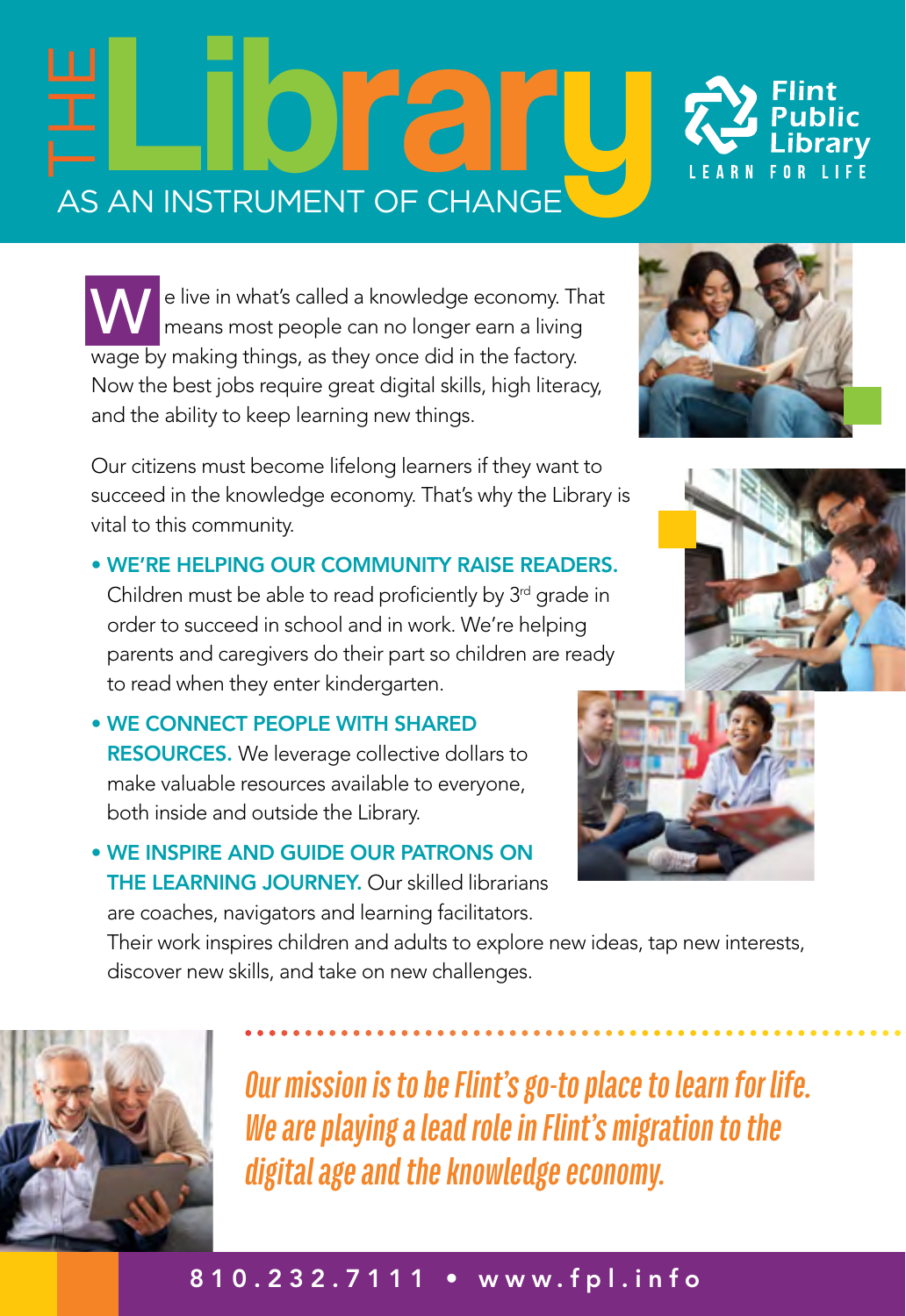# THE Library AS AN INSTRUMENT OF CHANGE

Flint Public Library
LEARN FOR LIFE

We live in what's called a knowledge economy. That means most people can no longer earn a living wage by making things, as they once did in the factory. Now the best jobs require great digital skills, high literacy, and the ability to keep learning new things.

Our citizens must become lifelong learners if they want to succeed in the knowledge economy. That's why the Library is vital to this community.

- **WE'RE HELPING OUR COMMUNITY RAISE READERS.** Children must be able to read proficiently by 3rd grade in order to succeed in school and in work. We're helping parents and caregivers do their part so children are ready to read when they enter kindergarten.
- **WE CONNECT PEOPLE WITH SHARED RESOURCES.** We leverage collective dollars to make valuable resources available to everyone, both inside and outside the Library.
- **WE INSPIRE AND GUIDE OUR PATRONS ON THE LEARNING JOURNEY.** Our skilled librarians are coaches, navigators and learning facilitators. Their work inspires children and adults to explore new ideas, tap new interests, discover new skills, and take on new challenges.

*Our mission is to be Flint's go-to place to learn for life. We are playing a lead role in Flint's migration to the digital age and the knowledge economy.*

810.232.7111 • www.fpl.info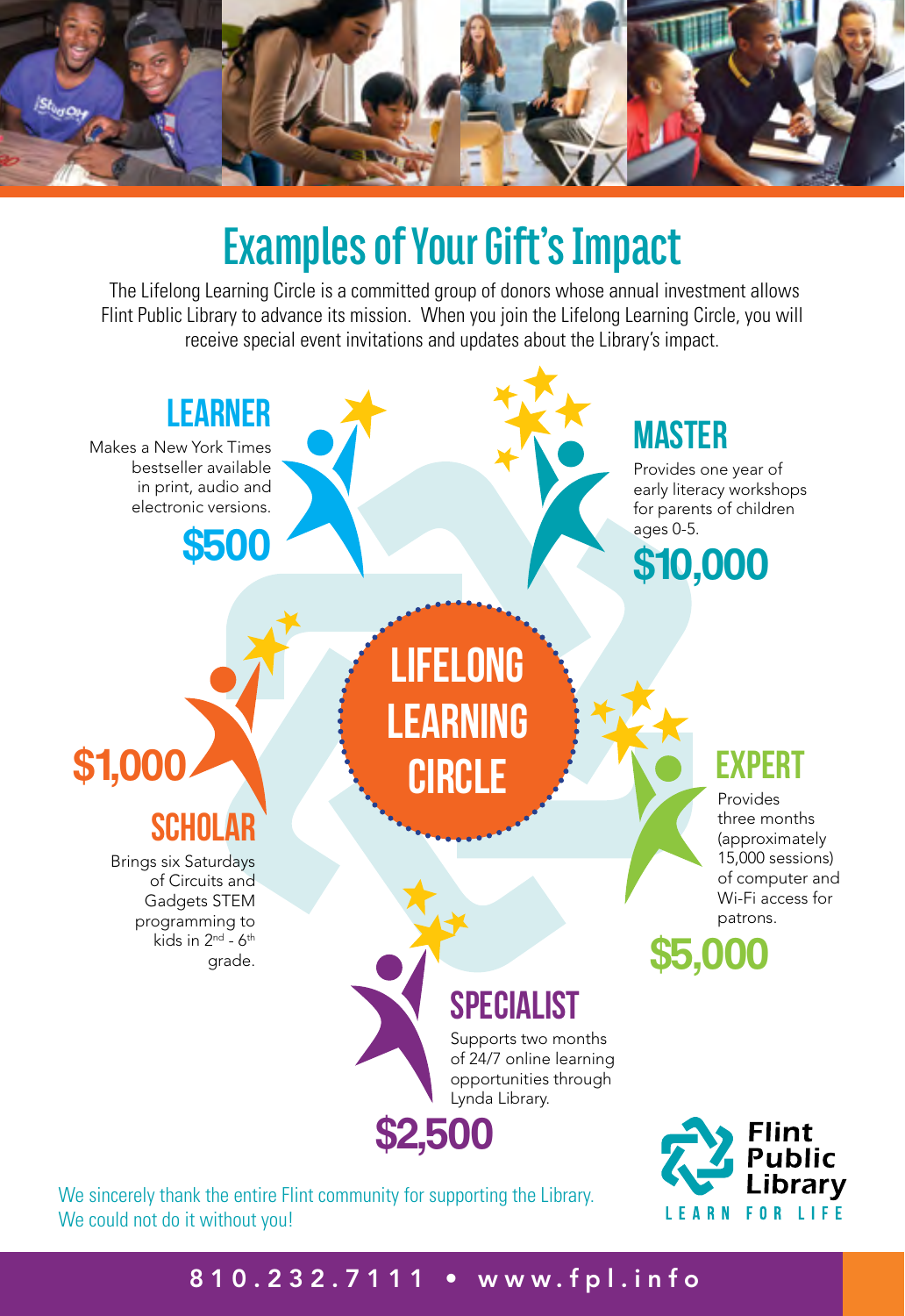# Examples of Your Gift's Impact

The Lifelong Learning Circle is a committed group of donors whose annual investment allows Flint Public Library to advance its mission. When you join the Lifelong Learning Circle, you will receive special event invitations and updates about the Library's impact.

## LIFELONG LEARNING CIRCLE

### LEARNER

Makes a New York Times bestseller available in print, audio and electronic versions.

**$500**

### SCHOLAR

**$1,000**

Brings six Saturdays of Circuits and Gadgets STEM programming to kids in 2nd - 6th grade.

### SPECIALIST

Supports two months of 24/7 online learning opportunities through Lynda Library.

**$2,500**

### EXPERT

Provides three months (approximately 15,000 sessions) of computer and Wi-Fi access for patrons.

**$5,000**

### MASTER

Provides one year of early literacy workshops for parents of children ages 0-5.

**$10,000**

We sincerely thank the entire Flint community for supporting the Library. We could not do it without you!

Flint Public Library
LEARN FOR LIFE

810.232.7111 • www.fpl.info